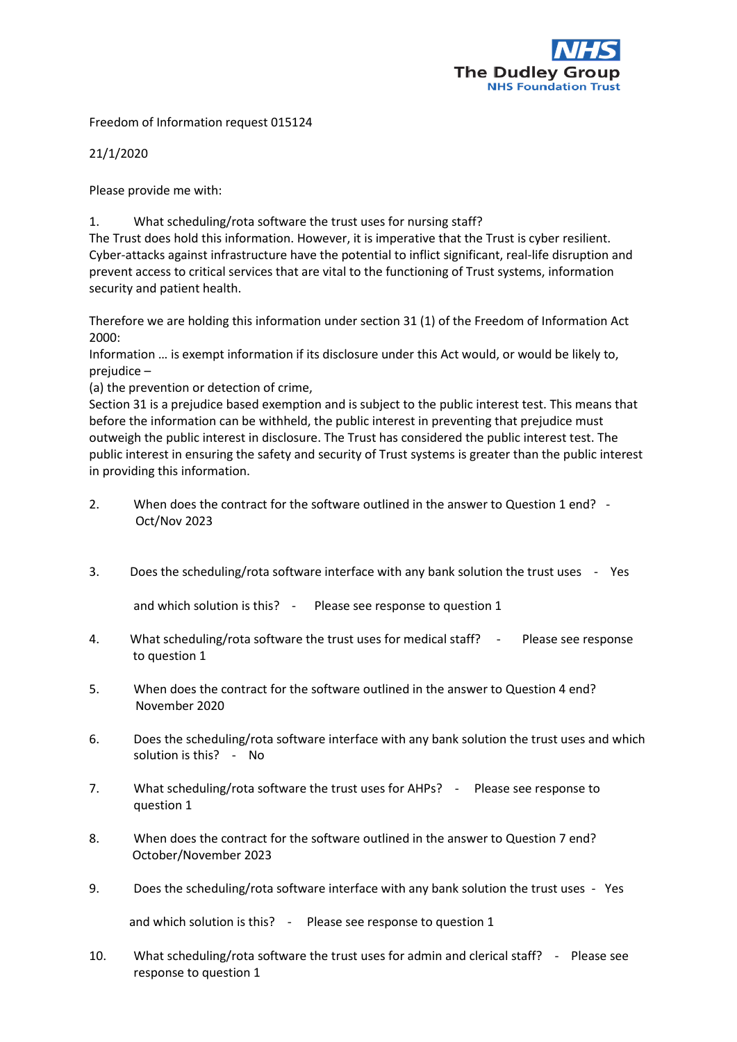Freedom of Information request 015124

21/1/2020

Please provide me with:

1. What scheduling/rota software the trust uses for nursing staff?

The Trust does hold this information. However, it is imperative that the Trust is cyber resilient. Cyber-attacks against infrastructure have the potential to inflict significant, real-life disruption and prevent access to critical services that are vital to the functioning of Trust systems, information security and patient health.

Therefore we are holding this information under section 31 (1) of the Freedom of Information Act 2000:

Information … is exempt information if its disclosure under this Act would, or would be likely to, prejudice –

(a) the prevention or detection of crime,

Section 31 is a prejudice based exemption and is subject to the public interest test. This means that before the information can be withheld, the public interest in preventing that prejudice must outweigh the public interest in disclosure. The Trust has considered the public interest test. The public interest in ensuring the safety and security of Trust systems is greater than the public interest in providing this information.

2. When does the contract for the software outlined in the answer to Question 1 end? - Oct/Nov 2023

3. Does the scheduling/rota software interface with any bank solution the trust uses - Yes

   and which solution is this? - Please see response to question 1

4. What scheduling/rota software the trust uses for medical staff? - Please see response to question 1

5. When does the contract for the software outlined in the answer to Question 4 end? November 2020

6. Does the scheduling/rota software interface with any bank solution the trust uses and which solution is this? - No

7. What scheduling/rota software the trust uses for AHPs? - Please see response to question 1

8. When does the contract for the software outlined in the answer to Question 7 end? October/November 2023

9. Does the scheduling/rota software interface with any bank solution the trust uses - Yes

   and which solution is this? - Please see response to question 1

10. What scheduling/rota software the trust uses for admin and clerical staff? - Please see response to question 1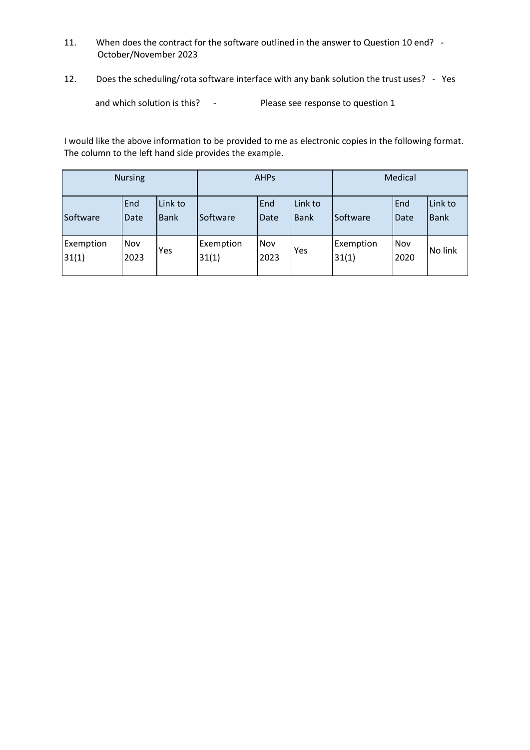11. When does the contract for the software outlined in the answer to Question 10 end? - October/November 2023

12. Does the scheduling/rota software interface with any bank solution the trust uses? - Yes

    and which solution is this? - Please see response to question 1

I would like the above information to be provided to me as electronic copies in the following format. The column to the left hand side provides the example.

| Nursing | | | AHPs | | | Medical | | |
|---|---|---|---|---|---|---|---|---|
| Software | End Date | Link to Bank | Software | End Date | Link to Bank | Software | End Date | Link to Bank |
| Exemption 31(1) | Nov 2023 | Yes | Exemption 31(1) | Nov 2023 | Yes | Exemption 31(1) | Nov 2020 | No link |